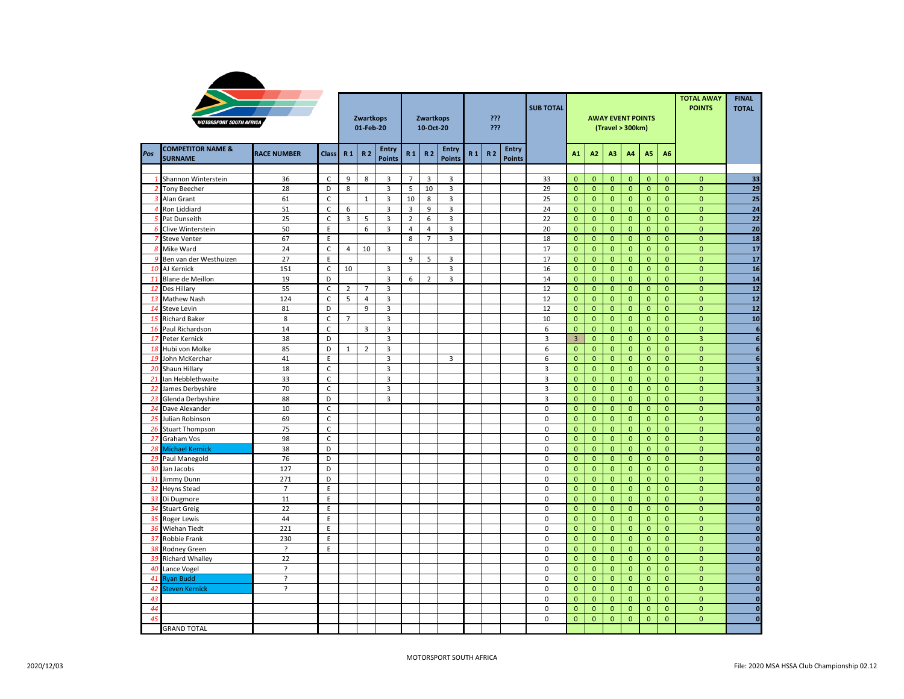MOTORSPORT SOUTH AFRICA

| | | | | Zwartkops 01-Feb-20 | | | Zwartkops 10-Oct-20 | | | ??? ??? | | | SUB TOTAL | AWAY EVENT POINTS (Travel > 300km) | | | | | | TOTAL AWAY POINTS | FINAL TOTAL |
|---|---|---|---|---|---|---|---|---|---|---|---|---|---|---|---|---|---|---|---|---|---|
| Pos | COMPETITOR NAME & SURNAME | RACE NUMBER | Class | R 1 | R 2 | Entry Points | R 1 | R 2 | Entry Points | R 1 | R 2 | Entry Points | | A1 | A2 | A3 | A4 | A5 | A6 | | |
| 1 | Shannon Winterstein | 36 | C | 9 | 8 | 3 | 7 | 3 | 3 | | | | 33 | 0 | 0 | 0 | 0 | 0 | 0 | 0 | 33 |
| 2 | Tony Beecher | 28 | D | 8 | | 3 | 5 | 10 | 3 | | | | 29 | 0 | 0 | 0 | 0 | 0 | 0 | 0 | 29 |
| 3 | Alan Grant | 61 | C | | 1 | 3 | 10 | 8 | 3 | | | | 25 | 0 | 0 | 0 | 0 | 0 | 0 | 0 | 25 |
| 4 | Ron Liddiard | 51 | C | 6 | | 3 | 3 | 9 | 3 | | | | 24 | 0 | 0 | 0 | 0 | 0 | 0 | 0 | 24 |
| 5 | Pat Dunseith | 25 | C | 3 | 5 | 3 | 2 | 6 | 3 | | | | 22 | 0 | 0 | 0 | 0 | 0 | 0 | 0 | 22 |
| 6 | Clive Winterstein | 50 | E | | 6 | 3 | 4 | 4 | 3 | | | | 20 | 0 | 0 | 0 | 0 | 0 | 0 | 0 | 20 |
| 7 | Steve Venter | 67 | E | | | | 8 | 7 | 3 | | | | 18 | 0 | 0 | 0 | 0 | 0 | 0 | 0 | 18 |
| 8 | Mike Ward | 24 | C | 4 | 10 | 3 | | | | | | | 17 | 0 | 0 | 0 | 0 | 0 | 0 | 0 | 17 |
| 9 | Ben van der Westhuizen | 27 | E | | | | 9 | 5 | 3 | | | | 17 | 0 | 0 | 0 | 0 | 0 | 0 | 0 | 17 |
| 10 | AJ Kernick | 151 | C | 10 | | 3 | | | 3 | | | | 16 | 0 | 0 | 0 | 0 | 0 | 0 | 0 | 16 |
| 11 | Blane de Meillon | 19 | D | | | 3 | 6 | 2 | 3 | | | | 14 | 0 | 0 | 0 | 0 | 0 | 0 | 0 | 14 |
| 12 | Des Hillary | 55 | C | 2 | 7 | 3 | | | | | | | 12 | 0 | 0 | 0 | 0 | 0 | 0 | 0 | 12 |
| 13 | Mathew Nash | 124 | C | 5 | 4 | 3 | | | | | | | 12 | 0 | 0 | 0 | 0 | 0 | 0 | 0 | 12 |
| 14 | Steve Levin | 81 | D | | 9 | 3 | | | | | | | 12 | 0 | 0 | 0 | 0 | 0 | 0 | 0 | 12 |
| 15 | Richard Baker | 8 | C | 7 | | 3 | | | | | | | 10 | 0 | 0 | 0 | 0 | 0 | 0 | 0 | 10 |
| 16 | Paul Richardson | 14 | C | | 3 | 3 | | | | | | | 6 | 0 | 0 | 0 | 0 | 0 | 0 | 0 | 6 |
| 17 | Peter Kernick | 38 | D | | | 3 | | | | | | | 3 | 3 | 0 | 0 | 0 | 0 | 0 | 3 | 6 |
| 18 | Hubi von Molke | 85 | D | 1 | 2 | 3 | | | | | | | 6 | 0 | 0 | 0 | 0 | 0 | 0 | 0 | 6 |
| 19 | John McKerchar | 41 | E | | | 3 | | | 3 | | | | 6 | 0 | 0 | 0 | 0 | 0 | 0 | 0 | 6 |
| 20 | Shaun Hillary | 18 | C | | | 3 | | | | | | | 3 | 0 | 0 | 0 | 0 | 0 | 0 | 0 | 3 |
| 21 | Ian Hebblethwaite | 33 | C | | | 3 | | | | | | | 3 | 0 | 0 | 0 | 0 | 0 | 0 | 0 | 3 |
| 22 | James Derbyshire | 70 | C | | | 3 | | | | | | | 3 | 0 | 0 | 0 | 0 | 0 | 0 | 0 | 3 |
| 23 | Glenda Derbyshire | 88 | D | | | 3 | | | | | | | 3 | 0 | 0 | 0 | 0 | 0 | 0 | 0 | 3 |
| 24 | Dave Alexander | 10 | C | | | | | | | | | | 0 | 0 | 0 | 0 | 0 | 0 | 0 | 0 | 0 |
| 25 | Julian Robinson | 69 | C | | | | | | | | | | 0 | 0 | 0 | 0 | 0 | 0 | 0 | 0 | 0 |
| 26 | Stuart Thompson | 75 | C | | | | | | | | | | 0 | 0 | 0 | 0 | 0 | 0 | 0 | 0 | 0 |
| 27 | Graham Vos | 98 | C | | | | | | | | | | 0 | 0 | 0 | 0 | 0 | 0 | 0 | 0 | 0 |
| 28 | Michael Kernick | 38 | D | | | | | | | | | | 0 | 0 | 0 | 0 | 0 | 0 | 0 | 0 | 0 |
| 29 | Paul Manegold | 76 | D | | | | | | | | | | 0 | 0 | 0 | 0 | 0 | 0 | 0 | 0 | 0 |
| 30 | Jan Jacobs | 127 | D | | | | | | | | | | 0 | 0 | 0 | 0 | 0 | 0 | 0 | 0 | 0 |
| 31 | Jimmy Dunn | 271 | D | | | | | | | | | | 0 | 0 | 0 | 0 | 0 | 0 | 0 | 0 | 0 |
| 32 | Heyns Stead | 7 | E | | | | | | | | | | 0 | 0 | 0 | 0 | 0 | 0 | 0 | 0 | 0 |
| 33 | Di Dugmore | 11 | E | | | | | | | | | | 0 | 0 | 0 | 0 | 0 | 0 | 0 | 0 | 0 |
| 34 | Stuart Greig | 22 | E | | | | | | | | | | 0 | 0 | 0 | 0 | 0 | 0 | 0 | 0 | 0 |
| 35 | Roger Lewis | 44 | E | | | | | | | | | | 0 | 0 | 0 | 0 | 0 | 0 | 0 | 0 | 0 |
| 36 | Wiehan Tiedt | 221 | E | | | | | | | | | | 0 | 0 | 0 | 0 | 0 | 0 | 0 | 0 | 0 |
| 37 | Robbie Frank | 230 | E | | | | | | | | | | 0 | 0 | 0 | 0 | 0 | 0 | 0 | 0 | 0 |
| 38 | Rodney Green | ? | E | | | | | | | | | | 0 | 0 | 0 | 0 | 0 | 0 | 0 | 0 | 0 |
| 39 | Richard Whalley | 22 | | | | | | | | | | | 0 | 0 | 0 | 0 | 0 | 0 | 0 | 0 | 0 |
| 40 | Lance Vogel | ? | | | | | | | | | | | 0 | 0 | 0 | 0 | 0 | 0 | 0 | 0 | 0 |
| 41 | Ryan Budd | ? | | | | | | | | | | | 0 | 0 | 0 | 0 | 0 | 0 | 0 | 0 | 0 |
| 42 | Steven Kernick | ? | | | | | | | | | | | 0 | 0 | 0 | 0 | 0 | 0 | 0 | 0 | 0 |
| 43 | | | | | | | | | | | | | 0 | 0 | 0 | 0 | 0 | 0 | 0 | 0 | 0 |
| 44 | | | | | | | | | | | | | 0 | 0 | 0 | 0 | 0 | 0 | 0 | 0 | 0 |
| 45 | | | | | | | | | | | | | 0 | 0 | 0 | 0 | 0 | 0 | 0 | 0 | 0 |
| | GRAND TOTAL | | | | | | | | | | | | | | | | | | | | |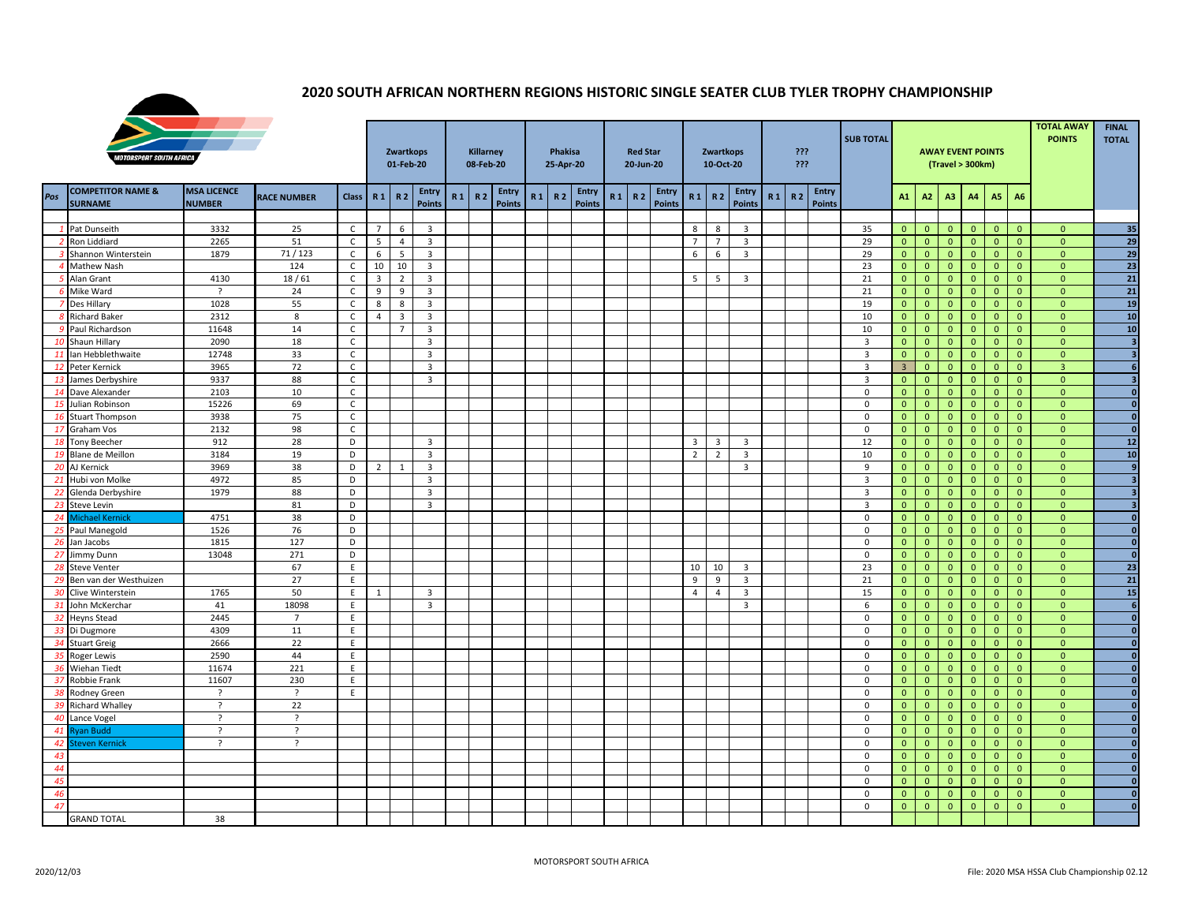# 2020 SOUTH AFRICAN NORTHERN REGIONS HISTORIC SINGLE SEATER CLUB TYLER TROPHY CHAMPIONSHIP

| | | | | | Zwartkops 01-Feb-20 | | | Killarney 08-Feb-20 | | | Phakisa 25-Apr-20 | | | Red Star 20-Jun-20 | | | Zwartkops 10-Oct-20 | | | ??? ??? | | | SUB TOTAL | AWAY EVENT POINTS (Travel > 300km) | | | | | | TOTAL AWAY POINTS | FINAL TOTAL |
|---|---|---|---|---|---|---|---|---|---|---|---|---|---|---|---|---|---|---|---|---|---|---|---|---|---|---|---|---|---|---|---|
| Pos | COMPETITOR NAME & SURNAME | MSA LICENCE NUMBER | RACE NUMBER | Class | R 1 | R 2 | Entry Points | R 1 | R 2 | Entry Points | R 1 | R 2 | Entry Points | R 1 | R 2 | Entry Points | R 1 | R 2 | Entry Points | R 1 | R 2 | Entry Points | | A1 | A2 | A3 | A4 | A5 | A6 | | |
| 1 | Pat Dunseith | 3332 | 25 | C | 7 | 6 | 3 | | | | | | | | | | 8 | 8 | 3 | | | | 35 | 0 | 0 | 0 | 0 | 0 | 0 | 0 | 35 |
| 2 | Ron Liddiard | 2265 | 51 | C | 5 | 4 | 3 | | | | | | | | | | 7 | 7 | 3 | | | | 29 | 0 | 0 | 0 | 0 | 0 | 0 | 0 | 29 |
| 3 | Shannon Winterstein | 1879 | 71 / 123 | C | 6 | 5 | 3 | | | | | | | | | | 6 | 6 | 3 | | | | 29 | 0 | 0 | 0 | 0 | 0 | 0 | 0 | 29 |
| 4 | Mathew Nash | | 124 | C | 10 | 10 | 3 | | | | | | | | | | | | | | | | 23 | 0 | 0 | 0 | 0 | 0 | 0 | 0 | 23 |
| 5 | Alan Grant | 4130 | 18 / 61 | C | 3 | 2 | 3 | | | | | | | | | | 5 | 5 | 3 | | | | 21 | 0 | 0 | 0 | 0 | 0 | 0 | 0 | 21 |
| 6 | Mike Ward | ? | 24 | C | 9 | 9 | 3 | | | | | | | | | | | | | | | | 21 | 0 | 0 | 0 | 0 | 0 | 0 | 0 | 21 |
| 7 | Des Hillary | 1028 | 55 | C | 8 | 8 | 3 | | | | | | | | | | | | | | | | 19 | 0 | 0 | 0 | 0 | 0 | 0 | 0 | 19 |
| 8 | Richard Baker | 2312 | 8 | C | 4 | 3 | 3 | | | | | | | | | | | | | | | | 10 | 0 | 0 | 0 | 0 | 0 | 0 | 0 | 10 |
| 9 | Paul Richardson | 11648 | 14 | C | | 7 | 3 | | | | | | | | | | | | | | | | 10 | 0 | 0 | 0 | 0 | 0 | 0 | 0 | 10 |
| 10 | Shaun Hillary | 2090 | 18 | C | | | 3 | | | | | | | | | | | | | | | | 3 | 0 | 0 | 0 | 0 | 0 | 0 | 0 | 3 |
| 11 | Ian Hebblethwaite | 12748 | 33 | C | | | 3 | | | | | | | | | | | | | | | | 3 | 0 | 0 | 0 | 0 | 0 | 0 | 0 | 3 |
| 12 | Peter Kernick | 3965 | 72 | C | | | 3 | | | | | | | | | | | | | | | | 3 | 3 | 0 | 0 | 0 | 0 | 0 | 3 | 6 |
| 13 | James Derbyshire | 9337 | 88 | C | | | 3 | | | | | | | | | | | | | | | | 3 | 0 | 0 | 0 | 0 | 0 | 0 | 0 | 3 |
| 14 | Dave Alexander | 2103 | 10 | C | | | | | | | | | | | | | | | | | | | 0 | 0 | 0 | 0 | 0 | 0 | 0 | 0 | 0 |
| 15 | Julian Robinson | 15226 | 69 | C | | | | | | | | | | | | | | | | | | | 0 | 0 | 0 | 0 | 0 | 0 | 0 | 0 | 0 |
| 16 | Stuart Thompson | 3938 | 75 | C | | | | | | | | | | | | | | | | | | | 0 | 0 | 0 | 0 | 0 | 0 | 0 | 0 | 0 |
| 17 | Graham Vos | 2132 | 98 | C | | | | | | | | | | | | | | | | | | | 0 | 0 | 0 | 0 | 0 | 0 | 0 | 0 | 0 |
| 18 | Tony Beecher | 912 | 28 | D | | | 3 | | | | | | | | | | 3 | 3 | 3 | | | | 12 | 0 | 0 | 0 | 0 | 0 | 0 | 0 | 12 |
| 19 | Blane de Meillon | 3184 | 19 | D | | | 3 | | | | | | | | | | 2 | 2 | 3 | | | | 10 | 0 | 0 | 0 | 0 | 0 | 0 | 0 | 10 |
| 20 | AJ Kernick | 3969 | 38 | D | 2 | 1 | 3 | | | | | | | | | | | | 3 | | | | 9 | 0 | 0 | 0 | 0 | 0 | 0 | 0 | 9 |
| 21 | Hubi von Molke | 4972 | 85 | D | | | 3 | | | | | | | | | | | | | | | | 3 | 0 | 0 | 0 | 0 | 0 | 0 | 0 | 3 |
| 22 | Glenda Derbyshire | 1979 | 88 | D | | | 3 | | | | | | | | | | | | | | | | 3 | 0 | 0 | 0 | 0 | 0 | 0 | 0 | 3 |
| 23 | Steve Levin | | 81 | D | | | 3 | | | | | | | | | | | | | | | | 3 | 0 | 0 | 0 | 0 | 0 | 0 | 0 | 3 |
| 24 | Michael Kernick | 4751 | 38 | D | | | | | | | | | | | | | | | | | | | 0 | 0 | 0 | 0 | 0 | 0 | 0 | 0 | 0 |
| 25 | Paul Manegold | 1526 | 76 | D | | | | | | | | | | | | | | | | | | | 0 | 0 | 0 | 0 | 0 | 0 | 0 | 0 | 0 |
| 26 | Jan Jacobs | 1815 | 127 | D | | | | | | | | | | | | | | | | | | | 0 | 0 | 0 | 0 | 0 | 0 | 0 | 0 | 0 |
| 27 | Jimmy Dunn | 13048 | 271 | D | | | | | | | | | | | | | | | | | | | 0 | 0 | 0 | 0 | 0 | 0 | 0 | 0 | 0 |
| 28 | Steve Venter | | 67 | E | | | | | | | | | | | | | 10 | 10 | 3 | | | | 23 | 0 | 0 | 0 | 0 | 0 | 0 | 0 | 23 |
| 29 | Ben van der Westhuizen | | 27 | E | | | | | | | | | | | | | 9 | 9 | 3 | | | | 21 | 0 | 0 | 0 | 0 | 0 | 0 | 0 | 21 |
| 30 | Clive Winterstein | 1765 | 50 | E | 1 | | 3 | | | | | | | | | | 4 | 4 | 3 | | | | 15 | 0 | 0 | 0 | 0 | 0 | 0 | 0 | 15 |
| 31 | John McKerchar | 41 | 18098 | E | | | 3 | | | | | | | | | | | | 3 | | | | 6 | 0 | 0 | 0 | 0 | 0 | 0 | 0 | 6 |
| 32 | Heyns Stead | 2445 | 7 | E | | | | | | | | | | | | | | | | | | | 0 | 0 | 0 | 0 | 0 | 0 | 0 | 0 | 0 |
| 33 | Di Dugmore | 4309 | 11 | E | | | | | | | | | | | | | | | | | | | 0 | 0 | 0 | 0 | 0 | 0 | 0 | 0 | 0 |
| 34 | Stuart Greig | 2666 | 22 | E | | | | | | | | | | | | | | | | | | | 0 | 0 | 0 | 0 | 0 | 0 | 0 | 0 | 0 |
| 35 | Roger Lewis | 2590 | 44 | E | | | | | | | | | | | | | | | | | | | 0 | 0 | 0 | 0 | 0 | 0 | 0 | 0 | 0 |
| 36 | Wiehan Tiedt | 11674 | 221 | E | | | | | | | | | | | | | | | | | | | 0 | 0 | 0 | 0 | 0 | 0 | 0 | 0 | 0 |
| 37 | Robbie Frank | 11607 | 230 | E | | | | | | | | | | | | | | | | | | | 0 | 0 | 0 | 0 | 0 | 0 | 0 | 0 | 0 |
| 38 | Rodney Green | ? | ? | E | | | | | | | | | | | | | | | | | | | 0 | 0 | 0 | 0 | 0 | 0 | 0 | 0 | 0 |
| 39 | Richard Whalley | ? | 22 | | | | | | | | | | | | | | | | | | | | 0 | 0 | 0 | 0 | 0 | 0 | 0 | 0 | 0 |
| 40 | Lance Vogel | ? | ? | | | | | | | | | | | | | | | | | | | | 0 | 0 | 0 | 0 | 0 | 0 | 0 | 0 | 0 |
| 41 | Ryan Budd | ? | ? | | | | | | | | | | | | | | | | | | | | 0 | 0 | 0 | 0 | 0 | 0 | 0 | 0 | 0 |
| 42 | Steven Kernick | ? | ? | | | | | | | | | | | | | | | | | | | | 0 | 0 | 0 | 0 | 0 | 0 | 0 | 0 | 0 |
| 43 | | | | | | | | | | | | | | | | | | | | | | | 0 | 0 | 0 | 0 | 0 | 0 | 0 | 0 | 0 |
| 44 | | | | | | | | | | | | | | | | | | | | | | | 0 | 0 | 0 | 0 | 0 | 0 | 0 | 0 | 0 |
| 45 | | | | | | | | | | | | | | | | | | | | | | | 0 | 0 | 0 | 0 | 0 | 0 | 0 | 0 | 0 |
| 46 | | | | | | | | | | | | | | | | | | | | | | | 0 | 0 | 0 | 0 | 0 | 0 | 0 | 0 | 0 |
| 47 | | | | | | | | | | | | | | | | | | | | | | | 0 | 0 | 0 | 0 | 0 | 0 | 0 | 0 | 0 |
| | GRAND TOTAL | 38 | | | | | | | | | | | | | | | | | | | | | | | | | | | | | |